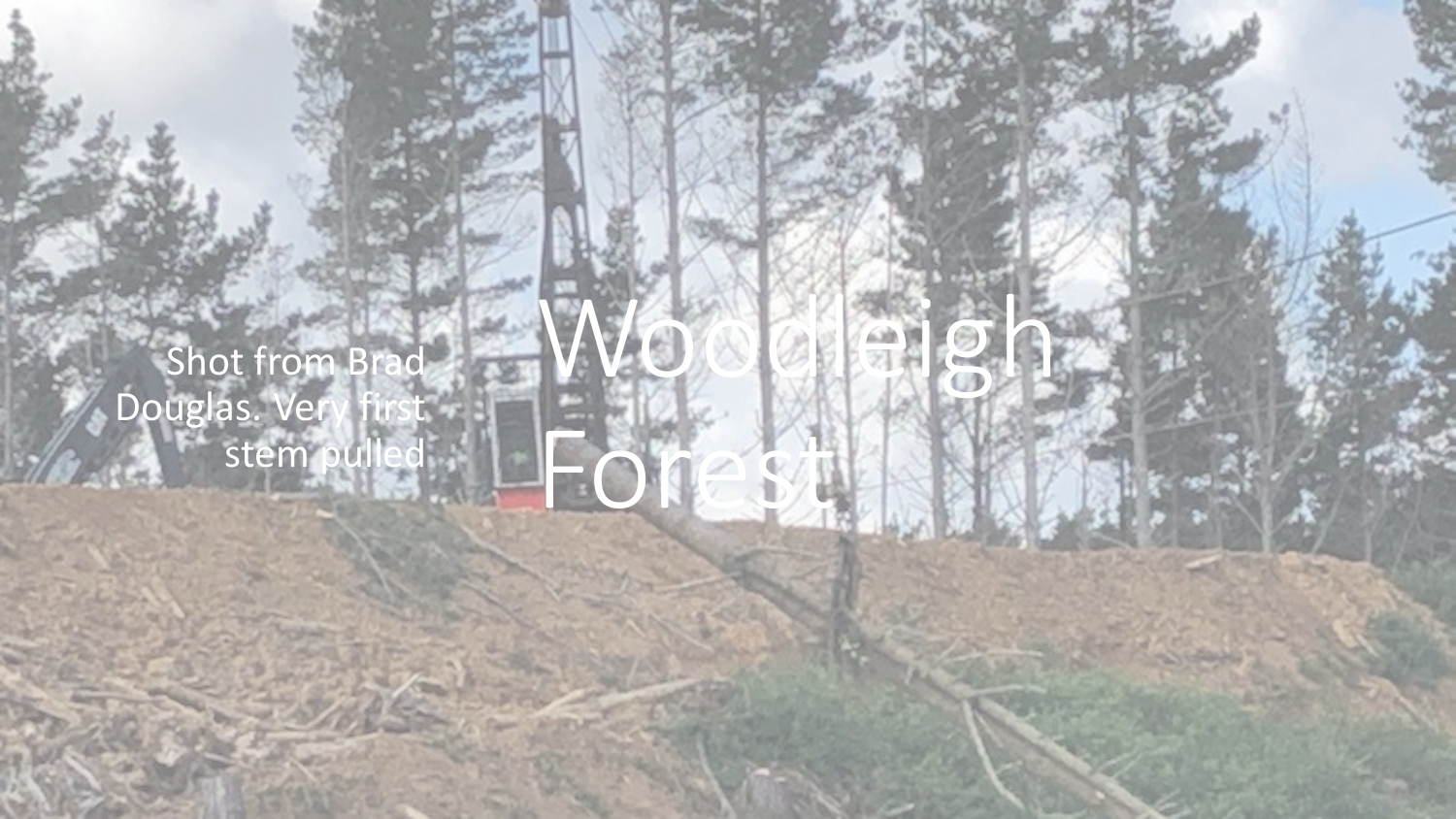# Woodleigh Forest

Shot from Brad Douglas. Very first stem pulled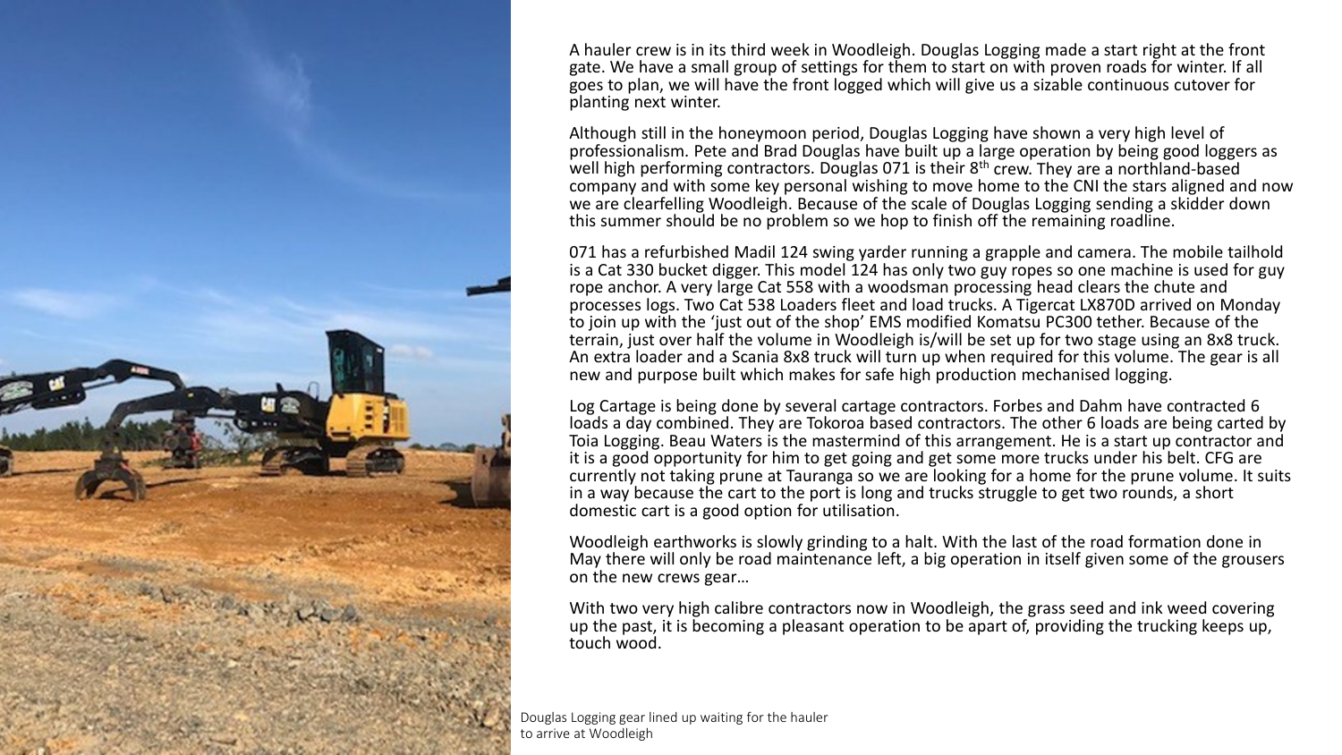A hauler crew is in its third week in Woodleigh. Douglas Logging made a start right at the front gate. We have a small group of settings for them to start on with proven roads for winter. If all goes to plan, we will have the front logged which will give us a sizable continuous cutover for planting next winter.

Although still in the honeymoon period, Douglas Logging have shown a very high level of professionalism. Pete and Brad Douglas have built up a large operation by being good loggers as well high performing contractors. Douglas 071 is their 8th crew. They are a northland-based company and with some key personal wishing to move home to the CNI the stars aligned and now we are clearfelling Woodleigh. Because of the scale of Douglas Logging sending a skidder down this summer should be no problem so we hop to finish off the remaining roadline.

071 has a refurbished Madil 124 swing yarder running a grapple and camera. The mobile tailhold is a Cat 330 bucket digger. This model 124 has only two guy ropes so one machine is used for guy rope anchor. A very large Cat 558 with a woodsman processing head clears the chute and processes logs. Two Cat 538 Loaders fleet and load trucks. A Tigercat LX870D arrived on Monday to join up with the 'just out of the shop' EMS modified Komatsu PC300 tether. Because of the terrain, just over half the volume in Woodleigh is/will be set up for two stage using an 8x8 truck. An extra loader and a Scania 8x8 truck will turn up when required for this volume. The gear is all new and purpose built which makes for safe high production mechanised logging.

Log Cartage is being done by several cartage contractors. Forbes and Dahm have contracted 6 loads a day combined. They are Tokoroa based contractors. The other 6 loads are being carted by Toia Logging. Beau Waters is the mastermind of this arrangement. He is a start up contractor and it is a good opportunity for him to get going and get some more trucks under his belt. CFG are currently not taking prune at Tauranga so we are looking for a home for the prune volume. It suits in a way because the cart to the port is long and trucks struggle to get two rounds, a short domestic cart is a good option for utilisation.

Woodleigh earthworks is slowly grinding to a halt. With the last of the road formation done in May there will only be road maintenance left, a big operation in itself given some of the grousers on the new crews gear…

With two very high calibre contractors now in Woodleigh, the grass seed and ink weed covering up the past, it is becoming a pleasant operation to be apart of, providing the trucking keeps up, touch wood.

Douglas Logging gear lined up waiting for the hauler to arrive at Woodleigh